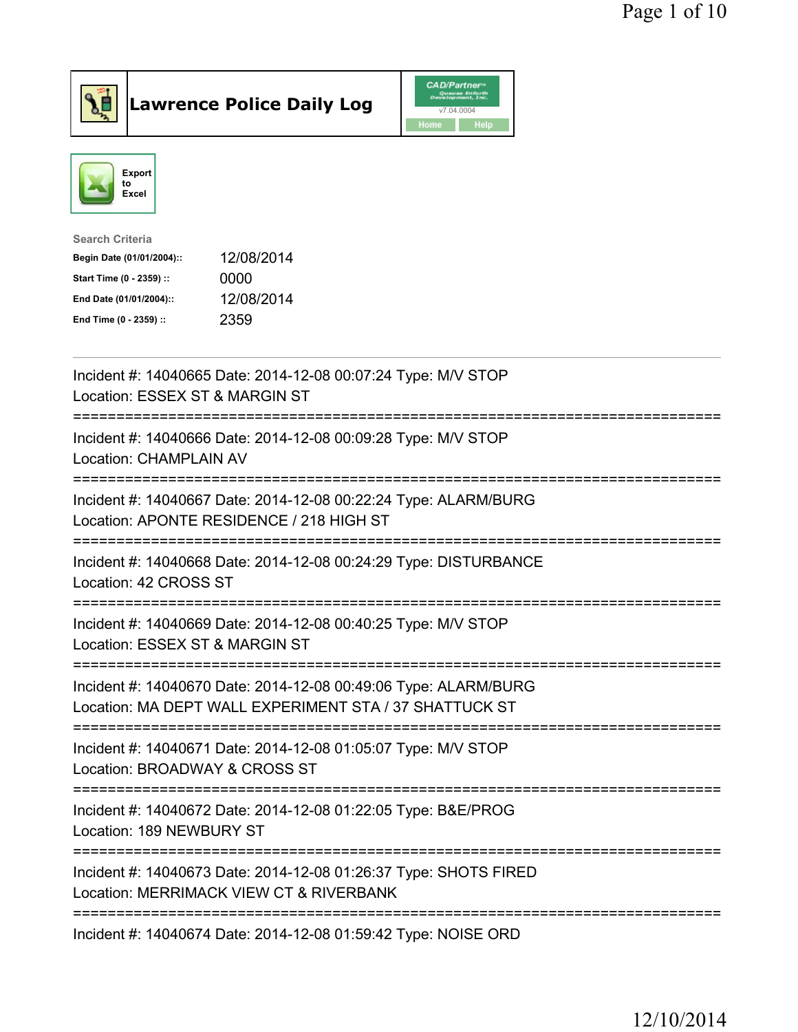# Lawrence Police Daily Log

CAD/Partner v7.04.0004

Home Help

Export to Excel

Search Criteria

| | |
|---|---|
| **Begin Date (01/01/2004)::** | 12/08/2014 |
| **Start Time (0 - 2359) ::** | 0000 |
| **End Date (01/01/2004)::** | 12/08/2014 |
| **End Time (0 - 2359) ::** | 2359 |

---

Incident #: 14040665 Date: 2014-12-08 00:07:24 Type: M/V STOP
Location: ESSEX ST & MARGIN ST

===========================================================================

Incident #: 14040666 Date: 2014-12-08 00:09:28 Type: M/V STOP
Location: CHAMPLAIN AV

===========================================================================

Incident #: 14040667 Date: 2014-12-08 00:22:24 Type: ALARM/BURG
Location: APONTE RESIDENCE / 218 HIGH ST

===========================================================================

Incident #: 14040668 Date: 2014-12-08 00:24:29 Type: DISTURBANCE
Location: 42 CROSS ST

===========================================================================

Incident #: 14040669 Date: 2014-12-08 00:40:25 Type: M/V STOP
Location: ESSEX ST & MARGIN ST

===========================================================================

Incident #: 14040670 Date: 2014-12-08 00:49:06 Type: ALARM/BURG
Location: MA DEPT WALL EXPERIMENT STA / 37 SHATTUCK ST

===========================================================================

Incident #: 14040671 Date: 2014-12-08 01:05:07 Type: M/V STOP
Location: BROADWAY & CROSS ST

===========================================================================

Incident #: 14040672 Date: 2014-12-08 01:22:05 Type: B&E/PROG
Location: 189 NEWBURY ST

===========================================================================

Incident #: 14040673 Date: 2014-12-08 01:26:37 Type: SHOTS FIRED
Location: MERRIMACK VIEW CT & RIVERBANK

===========================================================================

Incident #: 14040674 Date: 2014-12-08 01:59:42 Type: NOISE ORD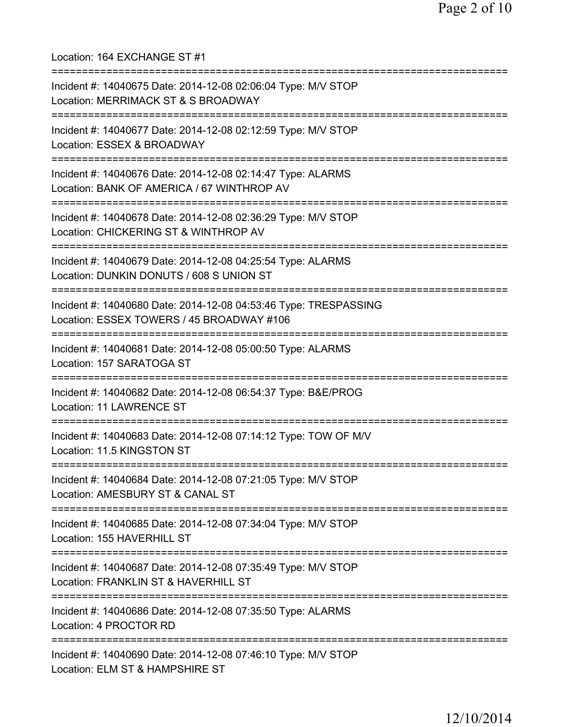Location: 164 EXCHANGE ST #1

===========================================================================

Incident #: 14040675 Date: 2014-12-08 02:06:04 Type: M/V STOP
Location: MERRIMACK ST & S BROADWAY

===========================================================================

Incident #: 14040677 Date: 2014-12-08 02:12:59 Type: M/V STOP
Location: ESSEX & BROADWAY

===========================================================================

Incident #: 14040676 Date: 2014-12-08 02:14:47 Type: ALARMS
Location: BANK OF AMERICA / 67 WINTHROP AV

===========================================================================

Incident #: 14040678 Date: 2014-12-08 02:36:29 Type: M/V STOP
Location: CHICKERING ST & WINTHROP AV

===========================================================================

Incident #: 14040679 Date: 2014-12-08 04:25:54 Type: ALARMS
Location: DUNKIN DONUTS / 608 S UNION ST

===========================================================================

Incident #: 14040680 Date: 2014-12-08 04:53:46 Type: TRESPASSING
Location: ESSEX TOWERS / 45 BROADWAY #106

===========================================================================

Incident #: 14040681 Date: 2014-12-08 05:00:50 Type: ALARMS
Location: 157 SARATOGA ST

===========================================================================

Incident #: 14040682 Date: 2014-12-08 06:54:37 Type: B&E/PROG
Location: 11 LAWRENCE ST

===========================================================================

Incident #: 14040683 Date: 2014-12-08 07:14:12 Type: TOW OF M/V
Location: 11.5 KINGSTON ST

===========================================================================

Incident #: 14040684 Date: 2014-12-08 07:21:05 Type: M/V STOP
Location: AMESBURY ST & CANAL ST

===========================================================================

Incident #: 14040685 Date: 2014-12-08 07:34:04 Type: M/V STOP
Location: 155 HAVERHILL ST

===========================================================================

Incident #: 14040687 Date: 2014-12-08 07:35:49 Type: M/V STOP
Location: FRANKLIN ST & HAVERHILL ST

===========================================================================

Incident #: 14040686 Date: 2014-12-08 07:35:50 Type: ALARMS
Location: 4 PROCTOR RD

===========================================================================

Incident #: 14040690 Date: 2014-12-08 07:46:10 Type: M/V STOP
Location: ELM ST & HAMPSHIRE ST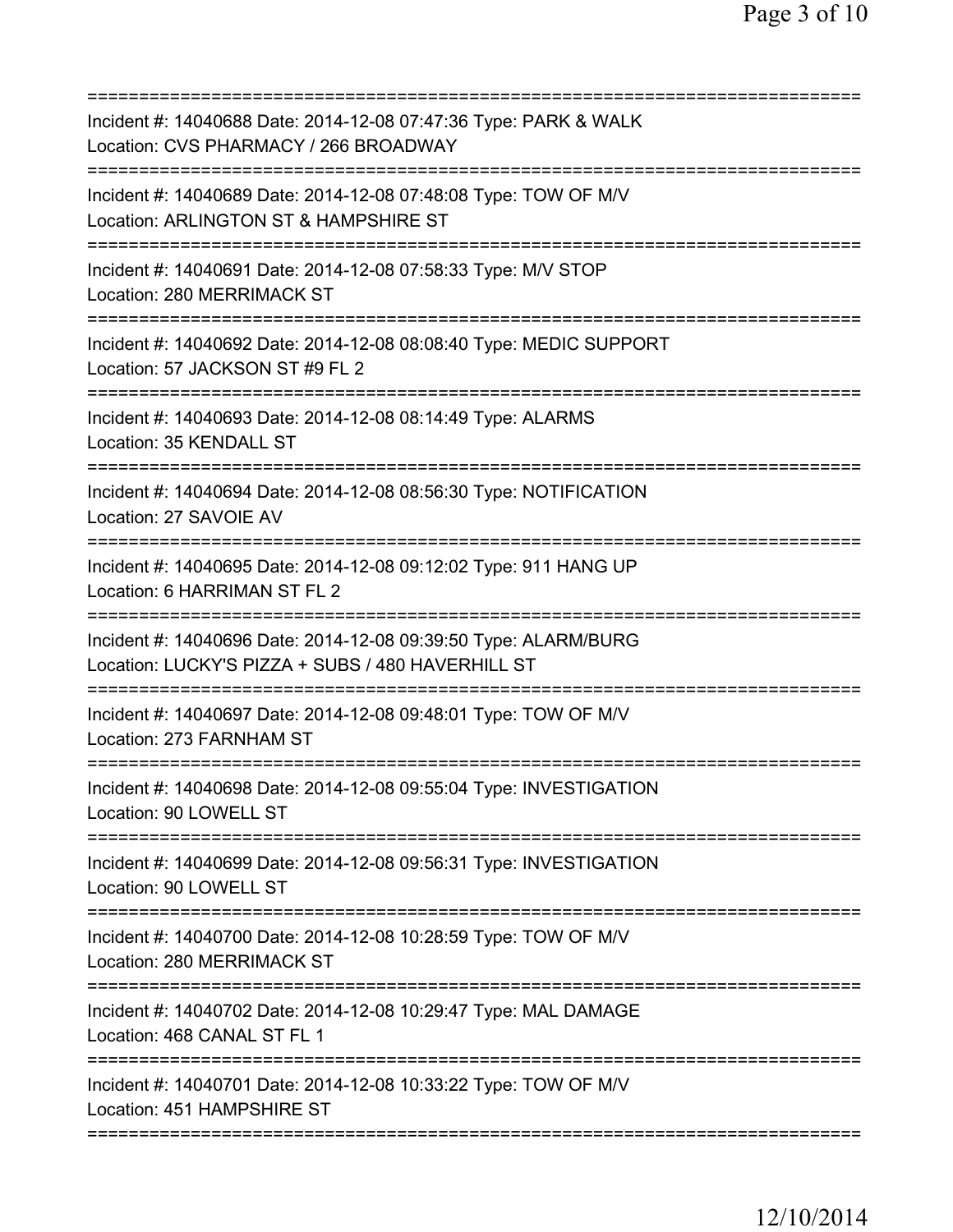==============================================================================
Incident #: 14040688 Date: 2014-12-08 07:47:36 Type: PARK & WALK
Location: CVS PHARMACY / 266 BROADWAY
==============================================================================
Incident #: 14040689 Date: 2014-12-08 07:48:08 Type: TOW OF M/V
Location: ARLINGTON ST & HAMPSHIRE ST
==============================================================================
Incident #: 14040691 Date: 2014-12-08 07:58:33 Type: M/V STOP
Location: 280 MERRIMACK ST
==============================================================================
Incident #: 14040692 Date: 2014-12-08 08:08:40 Type: MEDIC SUPPORT
Location: 57 JACKSON ST #9 FL 2
==============================================================================
Incident #: 14040693 Date: 2014-12-08 08:14:49 Type: ALARMS
Location: 35 KENDALL ST
==============================================================================
Incident #: 14040694 Date: 2014-12-08 08:56:30 Type: NOTIFICATION
Location: 27 SAVOIE AV
==============================================================================
Incident #: 14040695 Date: 2014-12-08 09:12:02 Type: 911 HANG UP
Location: 6 HARRIMAN ST FL 2
==============================================================================
Incident #: 14040696 Date: 2014-12-08 09:39:50 Type: ALARM/BURG
Location: LUCKY'S PIZZA + SUBS / 480 HAVERHILL ST
==============================================================================
Incident #: 14040697 Date: 2014-12-08 09:48:01 Type: TOW OF M/V
Location: 273 FARNHAM ST
==============================================================================
Incident #: 14040698 Date: 2014-12-08 09:55:04 Type: INVESTIGATION
Location: 90 LOWELL ST
==============================================================================
Incident #: 14040699 Date: 2014-12-08 09:56:31 Type: INVESTIGATION
Location: 90 LOWELL ST
==============================================================================
Incident #: 14040700 Date: 2014-12-08 10:28:59 Type: TOW OF M/V
Location: 280 MERRIMACK ST
==============================================================================
Incident #: 14040702 Date: 2014-12-08 10:29:47 Type: MAL DAMAGE
Location: 468 CANAL ST FL 1
==============================================================================
Incident #: 14040701 Date: 2014-12-08 10:33:22 Type: TOW OF M/V
Location: 451 HAMPSHIRE ST
==============================================================================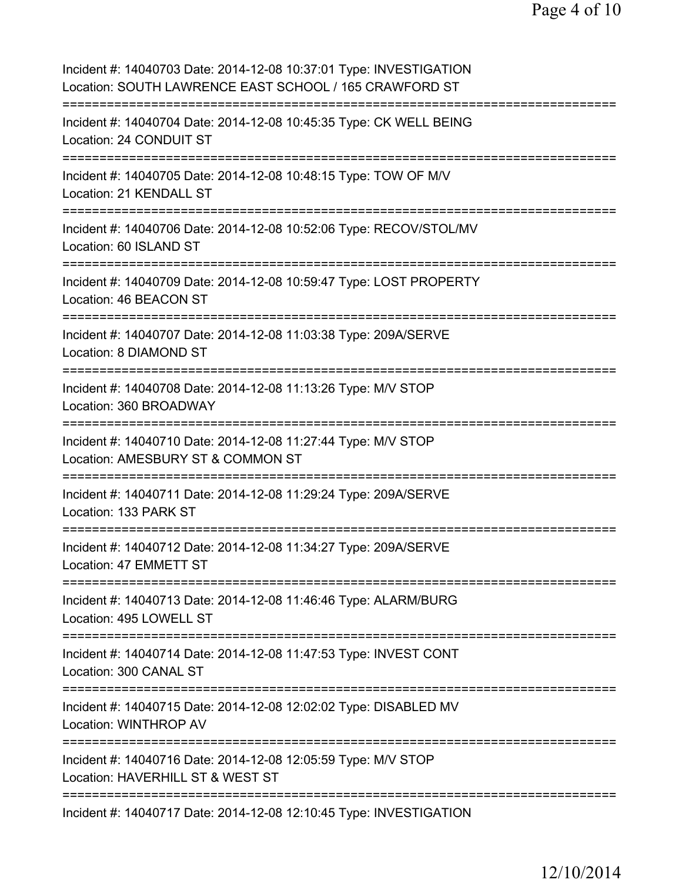Incident #: 14040703 Date: 2014-12-08 10:37:01 Type: INVESTIGATION
Location: SOUTH LAWRENCE EAST SCHOOL / 165 CRAWFORD ST
===========================================================================
Incident #: 14040704 Date: 2014-12-08 10:45:35 Type: CK WELL BEING
Location: 24 CONDUIT ST
===========================================================================
Incident #: 14040705 Date: 2014-12-08 10:48:15 Type: TOW OF M/V
Location: 21 KENDALL ST
===========================================================================
Incident #: 14040706 Date: 2014-12-08 10:52:06 Type: RECOV/STOL/MV
Location: 60 ISLAND ST
===========================================================================
Incident #: 14040709 Date: 2014-12-08 10:59:47 Type: LOST PROPERTY
Location: 46 BEACON ST
===========================================================================
Incident #: 14040707 Date: 2014-12-08 11:03:38 Type: 209A/SERVE
Location: 8 DIAMOND ST
===========================================================================
Incident #: 14040708 Date: 2014-12-08 11:13:26 Type: M/V STOP
Location: 360 BROADWAY
===========================================================================
Incident #: 14040710 Date: 2014-12-08 11:27:44 Type: M/V STOP
Location: AMESBURY ST & COMMON ST
===========================================================================
Incident #: 14040711 Date: 2014-12-08 11:29:24 Type: 209A/SERVE
Location: 133 PARK ST
===========================================================================
Incident #: 14040712 Date: 2014-12-08 11:34:27 Type: 209A/SERVE
Location: 47 EMMETT ST
===========================================================================
Incident #: 14040713 Date: 2014-12-08 11:46:46 Type: ALARM/BURG
Location: 495 LOWELL ST
===========================================================================
Incident #: 14040714 Date: 2014-12-08 11:47:53 Type: INVEST CONT
Location: 300 CANAL ST
===========================================================================
Incident #: 14040715 Date: 2014-12-08 12:02:02 Type: DISABLED MV
Location: WINTHROP AV
===========================================================================
Incident #: 14040716 Date: 2014-12-08 12:05:59 Type: M/V STOP
Location: HAVERHILL ST & WEST ST
===========================================================================
Incident #: 14040717 Date: 2014-12-08 12:10:45 Type: INVESTIGATION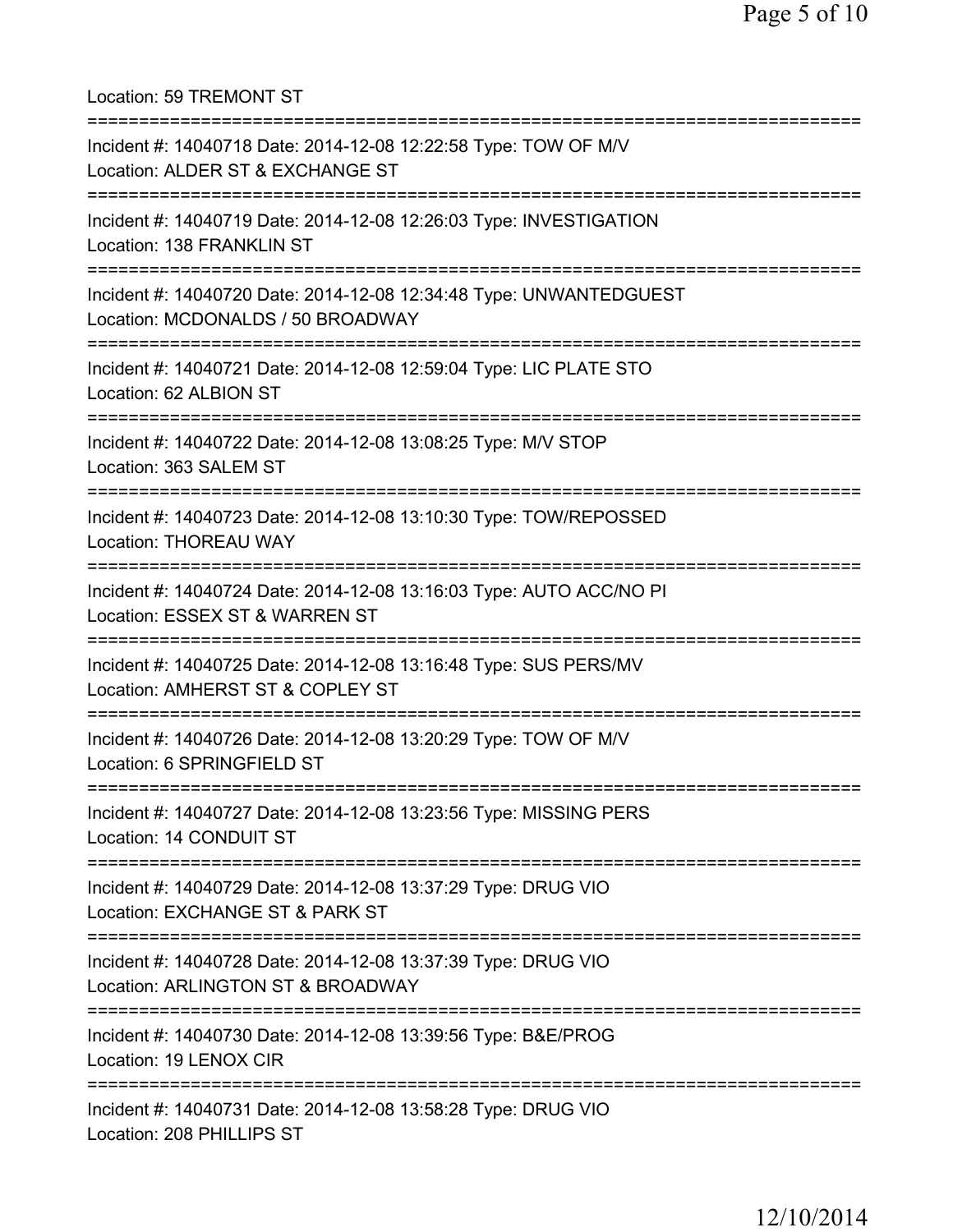Location: 59 TREMONT ST

===========================================================================

Incident #: 14040718 Date: 2014-12-08 12:22:58 Type: TOW OF M/V
Location: ALDER ST & EXCHANGE ST

===========================================================================

Incident #: 14040719 Date: 2014-12-08 12:26:03 Type: INVESTIGATION
Location: 138 FRANKLIN ST

===========================================================================

Incident #: 14040720 Date: 2014-12-08 12:34:48 Type: UNWANTEDGUEST
Location: MCDONALDS / 50 BROADWAY

===========================================================================

Incident #: 14040721 Date: 2014-12-08 12:59:04 Type: LIC PLATE STO
Location: 62 ALBION ST

===========================================================================

Incident #: 14040722 Date: 2014-12-08 13:08:25 Type: M/V STOP
Location: 363 SALEM ST

===========================================================================

Incident #: 14040723 Date: 2014-12-08 13:10:30 Type: TOW/REPOSSED
Location: THOREAU WAY

===========================================================================

Incident #: 14040724 Date: 2014-12-08 13:16:03 Type: AUTO ACC/NO PI
Location: ESSEX ST & WARREN ST

===========================================================================

Incident #: 14040725 Date: 2014-12-08 13:16:48 Type: SUS PERS/MV
Location: AMHERST ST & COPLEY ST

===========================================================================

Incident #: 14040726 Date: 2014-12-08 13:20:29 Type: TOW OF M/V
Location: 6 SPRINGFIELD ST

===========================================================================

Incident #: 14040727 Date: 2014-12-08 13:23:56 Type: MISSING PERS
Location: 14 CONDUIT ST

===========================================================================

Incident #: 14040729 Date: 2014-12-08 13:37:29 Type: DRUG VIO
Location: EXCHANGE ST & PARK ST

===========================================================================

Incident #: 14040728 Date: 2014-12-08 13:37:39 Type: DRUG VIO
Location: ARLINGTON ST & BROADWAY

===========================================================================

Incident #: 14040730 Date: 2014-12-08 13:39:56 Type: B&E/PROG
Location: 19 LENOX CIR

===========================================================================

Incident #: 14040731 Date: 2014-12-08 13:58:28 Type: DRUG VIO
Location: 208 PHILLIPS ST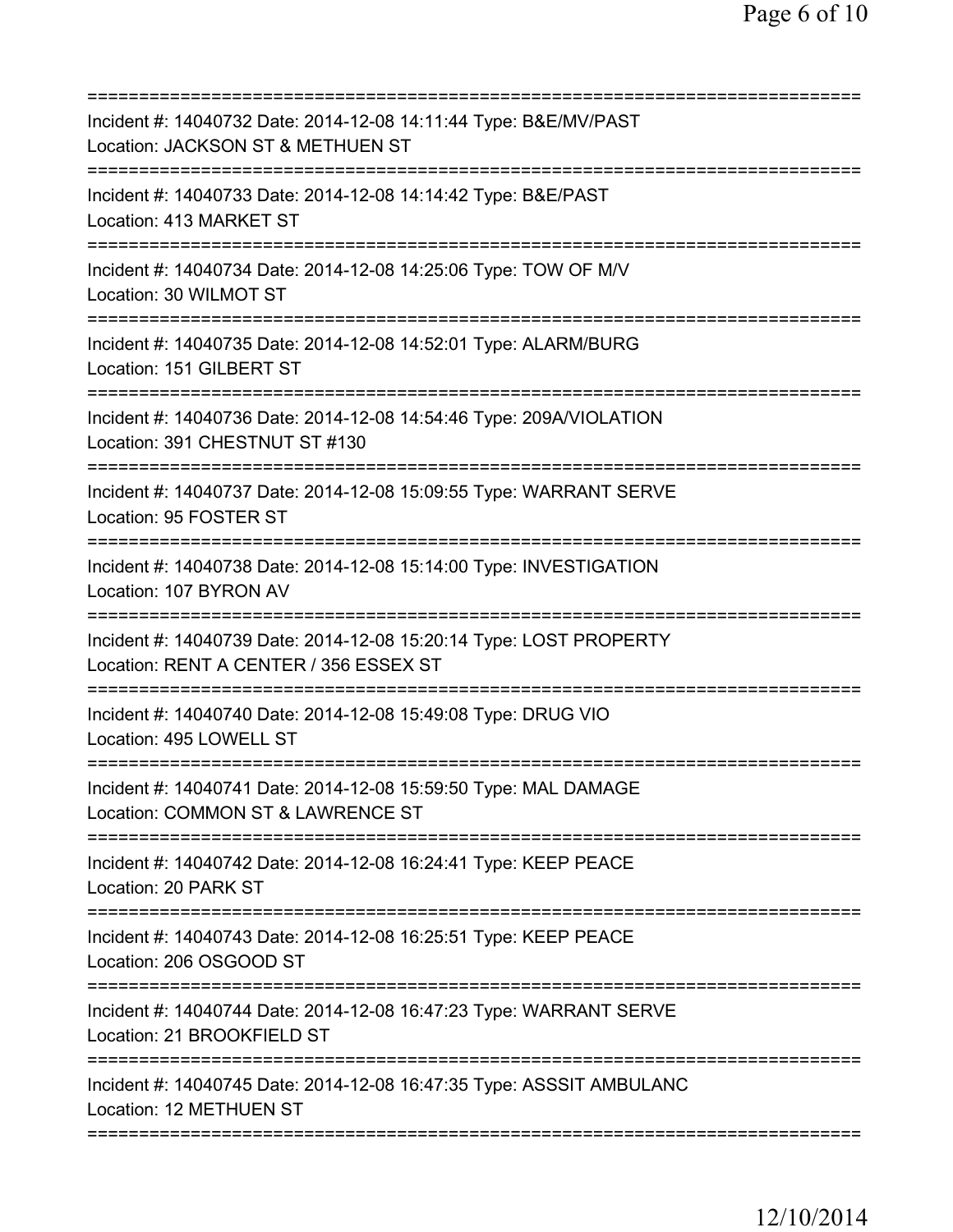===========================================================================
Incident #: 14040732 Date: 2014-12-08 14:11:44 Type: B&E/MV/PAST
Location: JACKSON ST & METHUEN ST
===========================================================================
Incident #: 14040733 Date: 2014-12-08 14:14:42 Type: B&E/PAST
Location: 413 MARKET ST
===========================================================================
Incident #: 14040734 Date: 2014-12-08 14:25:06 Type: TOW OF M/V
Location: 30 WILMOT ST
===========================================================================
Incident #: 14040735 Date: 2014-12-08 14:52:01 Type: ALARM/BURG
Location: 151 GILBERT ST
===========================================================================
Incident #: 14040736 Date: 2014-12-08 14:54:46 Type: 209A/VIOLATION
Location: 391 CHESTNUT ST #130
===========================================================================
Incident #: 14040737 Date: 2014-12-08 15:09:55 Type: WARRANT SERVE
Location: 95 FOSTER ST
===========================================================================
Incident #: 14040738 Date: 2014-12-08 15:14:00 Type: INVESTIGATION
Location: 107 BYRON AV
===========================================================================
Incident #: 14040739 Date: 2014-12-08 15:20:14 Type: LOST PROPERTY
Location: RENT A CENTER / 356 ESSEX ST
===========================================================================
Incident #: 14040740 Date: 2014-12-08 15:49:08 Type: DRUG VIO
Location: 495 LOWELL ST
===========================================================================
Incident #: 14040741 Date: 2014-12-08 15:59:50 Type: MAL DAMAGE
Location: COMMON ST & LAWRENCE ST
===========================================================================
Incident #: 14040742 Date: 2014-12-08 16:24:41 Type: KEEP PEACE
Location: 20 PARK ST
===========================================================================
Incident #: 14040743 Date: 2014-12-08 16:25:51 Type: KEEP PEACE
Location: 206 OSGOOD ST
===========================================================================
Incident #: 14040744 Date: 2014-12-08 16:47:23 Type: WARRANT SERVE
Location: 21 BROOKFIELD ST
===========================================================================
Incident #: 14040745 Date: 2014-12-08 16:47:35 Type: ASSSIT AMBULANC
Location: 12 METHUEN ST
===========================================================================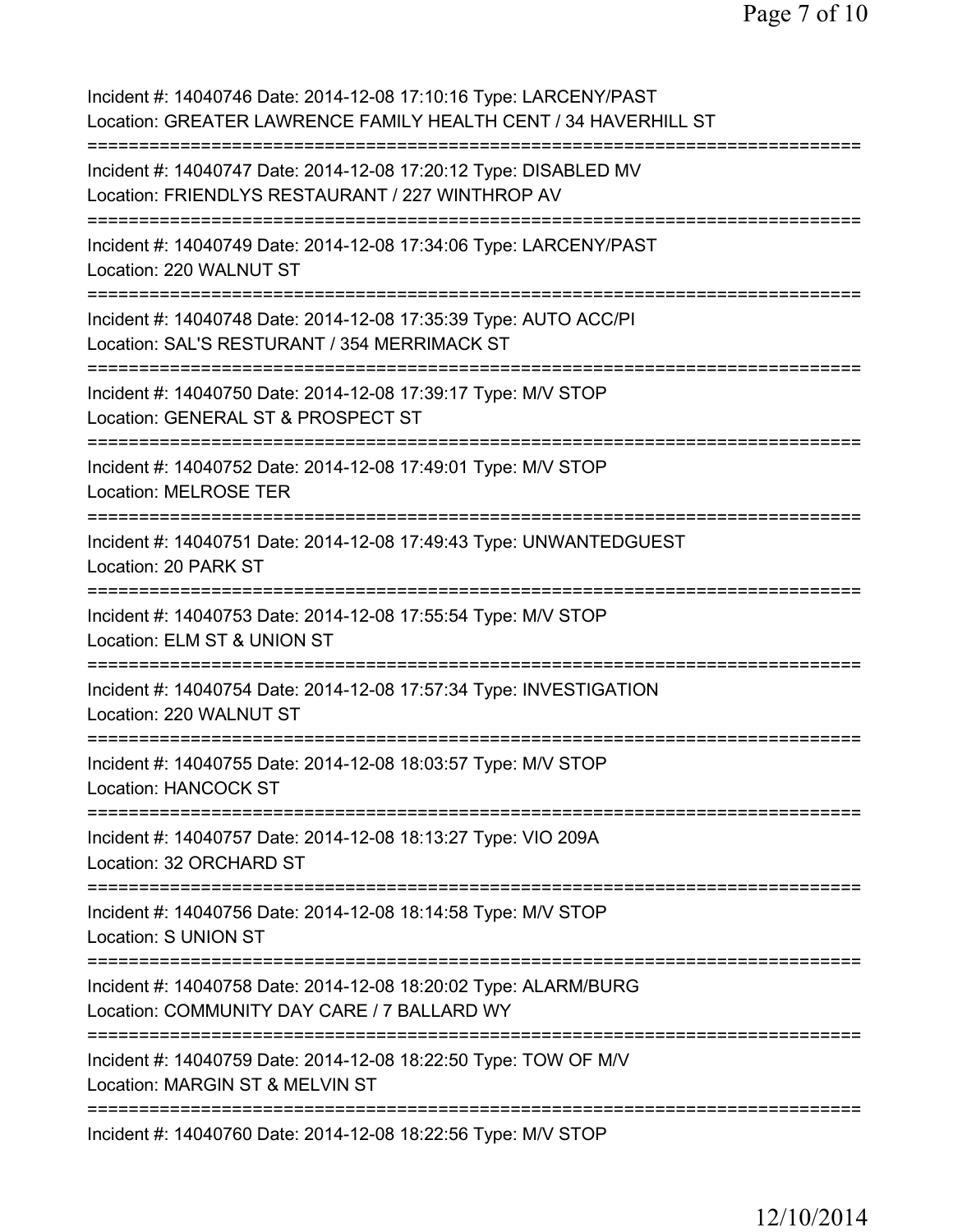Incident #: 14040746 Date: 2014-12-08 17:10:16 Type: LARCENY/PAST
Location: GREATER LAWRENCE FAMILY HEALTH CENT / 34 HAVERHILL ST

===========================================================================

Incident #: 14040747 Date: 2014-12-08 17:20:12 Type: DISABLED MV
Location: FRIENDLYS RESTAURANT / 227 WINTHROP AV

===========================================================================

Incident #: 14040749 Date: 2014-12-08 17:34:06 Type: LARCENY/PAST
Location: 220 WALNUT ST

===========================================================================

Incident #: 14040748 Date: 2014-12-08 17:35:39 Type: AUTO ACC/PI
Location: SAL'S RESTURANT / 354 MERRIMACK ST

===========================================================================

Incident #: 14040750 Date: 2014-12-08 17:39:17 Type: M/V STOP
Location: GENERAL ST & PROSPECT ST

===========================================================================

Incident #: 14040752 Date: 2014-12-08 17:49:01 Type: M/V STOP
Location: MELROSE TER

===========================================================================

Incident #: 14040751 Date: 2014-12-08 17:49:43 Type: UNWANTEDGUEST
Location: 20 PARK ST

===========================================================================

Incident #: 14040753 Date: 2014-12-08 17:55:54 Type: M/V STOP
Location: ELM ST & UNION ST

===========================================================================

Incident #: 14040754 Date: 2014-12-08 17:57:34 Type: INVESTIGATION
Location: 220 WALNUT ST

===========================================================================

Incident #: 14040755 Date: 2014-12-08 18:03:57 Type: M/V STOP
Location: HANCOCK ST

===========================================================================

Incident #: 14040757 Date: 2014-12-08 18:13:27 Type: VIO 209A
Location: 32 ORCHARD ST

===========================================================================

Incident #: 14040756 Date: 2014-12-08 18:14:58 Type: M/V STOP
Location: S UNION ST

===========================================================================

Incident #: 14040758 Date: 2014-12-08 18:20:02 Type: ALARM/BURG
Location: COMMUNITY DAY CARE / 7 BALLARD WY

===========================================================================

Incident #: 14040759 Date: 2014-12-08 18:22:50 Type: TOW OF M/V
Location: MARGIN ST & MELVIN ST

===========================================================================

Incident #: 14040760 Date: 2014-12-08 18:22:56 Type: M/V STOP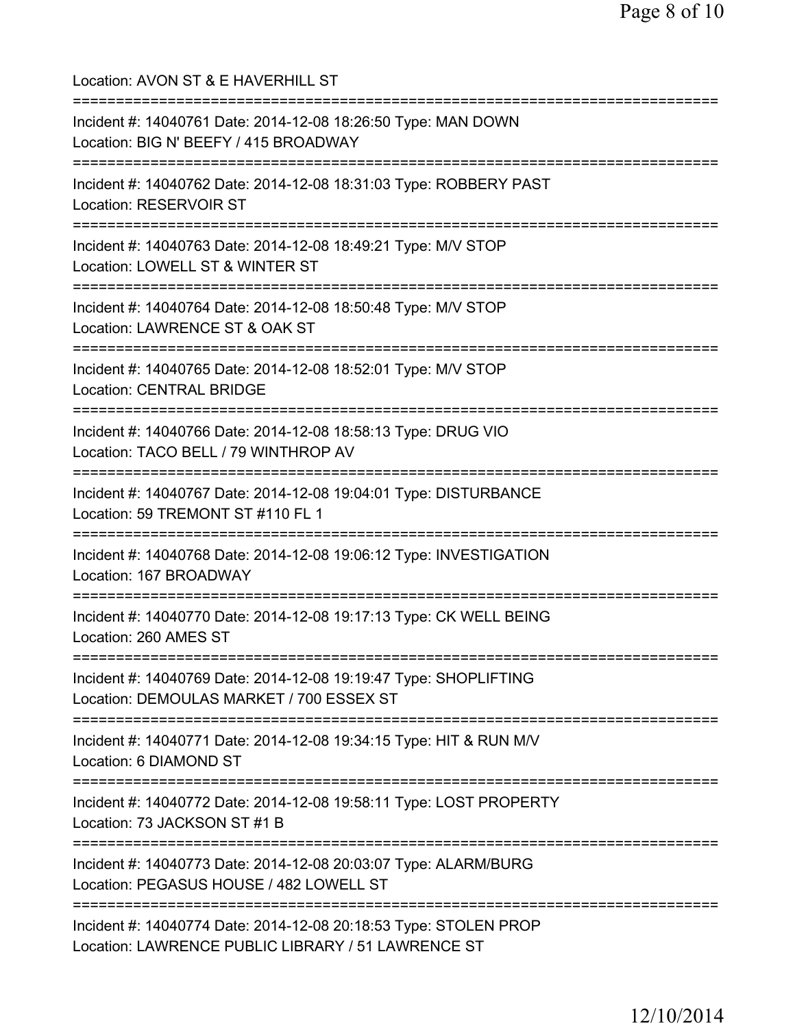Location: AVON ST & E HAVERHILL ST

===========================================================================

Incident #: 14040761 Date: 2014-12-08 18:26:50 Type: MAN DOWN
Location: BIG N' BEEFY / 415 BROADWAY

===========================================================================

Incident #: 14040762 Date: 2014-12-08 18:31:03 Type: ROBBERY PAST
Location: RESERVOIR ST

===========================================================================

Incident #: 14040763 Date: 2014-12-08 18:49:21 Type: M/V STOP
Location: LOWELL ST & WINTER ST

===========================================================================

Incident #: 14040764 Date: 2014-12-08 18:50:48 Type: M/V STOP
Location: LAWRENCE ST & OAK ST

===========================================================================

Incident #: 14040765 Date: 2014-12-08 18:52:01 Type: M/V STOP
Location: CENTRAL BRIDGE

===========================================================================

Incident #: 14040766 Date: 2014-12-08 18:58:13 Type: DRUG VIO
Location: TACO BELL / 79 WINTHROP AV

===========================================================================

Incident #: 14040767 Date: 2014-12-08 19:04:01 Type: DISTURBANCE
Location: 59 TREMONT ST #110 FL 1

===========================================================================

Incident #: 14040768 Date: 2014-12-08 19:06:12 Type: INVESTIGATION
Location: 167 BROADWAY

===========================================================================

Incident #: 14040770 Date: 2014-12-08 19:17:13 Type: CK WELL BEING
Location: 260 AMES ST

===========================================================================

Incident #: 14040769 Date: 2014-12-08 19:19:47 Type: SHOPLIFTING
Location: DEMOULAS MARKET / 700 ESSEX ST

===========================================================================

Incident #: 14040771 Date: 2014-12-08 19:34:15 Type: HIT & RUN M/V
Location: 6 DIAMOND ST

===========================================================================

Incident #: 14040772 Date: 2014-12-08 19:58:11 Type: LOST PROPERTY
Location: 73 JACKSON ST #1 B

===========================================================================

Incident #: 14040773 Date: 2014-12-08 20:03:07 Type: ALARM/BURG
Location: PEGASUS HOUSE / 482 LOWELL ST

===========================================================================

Incident #: 14040774 Date: 2014-12-08 20:18:53 Type: STOLEN PROP
Location: LAWRENCE PUBLIC LIBRARY / 51 LAWRENCE ST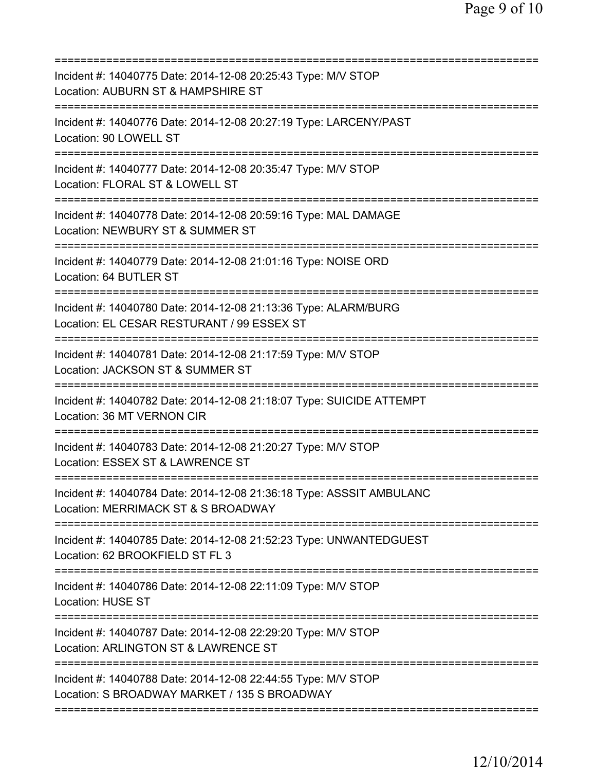===========================================================================
Incident #: 14040775 Date: 2014-12-08 20:25:43 Type: M/V STOP
Location: AUBURN ST & HAMPSHIRE ST
===========================================================================
Incident #: 14040776 Date: 2014-12-08 20:27:19 Type: LARCENY/PAST
Location: 90 LOWELL ST
===========================================================================
Incident #: 14040777 Date: 2014-12-08 20:35:47 Type: M/V STOP
Location: FLORAL ST & LOWELL ST
===========================================================================
Incident #: 14040778 Date: 2014-12-08 20:59:16 Type: MAL DAMAGE
Location: NEWBURY ST & SUMMER ST
===========================================================================
Incident #: 14040779 Date: 2014-12-08 21:01:16 Type: NOISE ORD
Location: 64 BUTLER ST
===========================================================================
Incident #: 14040780 Date: 2014-12-08 21:13:36 Type: ALARM/BURG
Location: EL CESAR RESTURANT / 99 ESSEX ST
===========================================================================
Incident #: 14040781 Date: 2014-12-08 21:17:59 Type: M/V STOP
Location: JACKSON ST & SUMMER ST
===========================================================================
Incident #: 14040782 Date: 2014-12-08 21:18:07 Type: SUICIDE ATTEMPT
Location: 36 MT VERNON CIR
===========================================================================
Incident #: 14040783 Date: 2014-12-08 21:20:27 Type: M/V STOP
Location: ESSEX ST & LAWRENCE ST
===========================================================================
Incident #: 14040784 Date: 2014-12-08 21:36:18 Type: ASSSIT AMBULANC
Location: MERRIMACK ST & S BROADWAY
===========================================================================
Incident #: 14040785 Date: 2014-12-08 21:52:23 Type: UNWANTEDGUEST
Location: 62 BROOKFIELD ST FL 3
===========================================================================
Incident #: 14040786 Date: 2014-12-08 22:11:09 Type: M/V STOP
Location: HUSE ST
===========================================================================
Incident #: 14040787 Date: 2014-12-08 22:29:20 Type: M/V STOP
Location: ARLINGTON ST & LAWRENCE ST
===========================================================================
Incident #: 14040788 Date: 2014-12-08 22:44:55 Type: M/V STOP
Location: S BROADWAY MARKET / 135 S BROADWAY
===========================================================================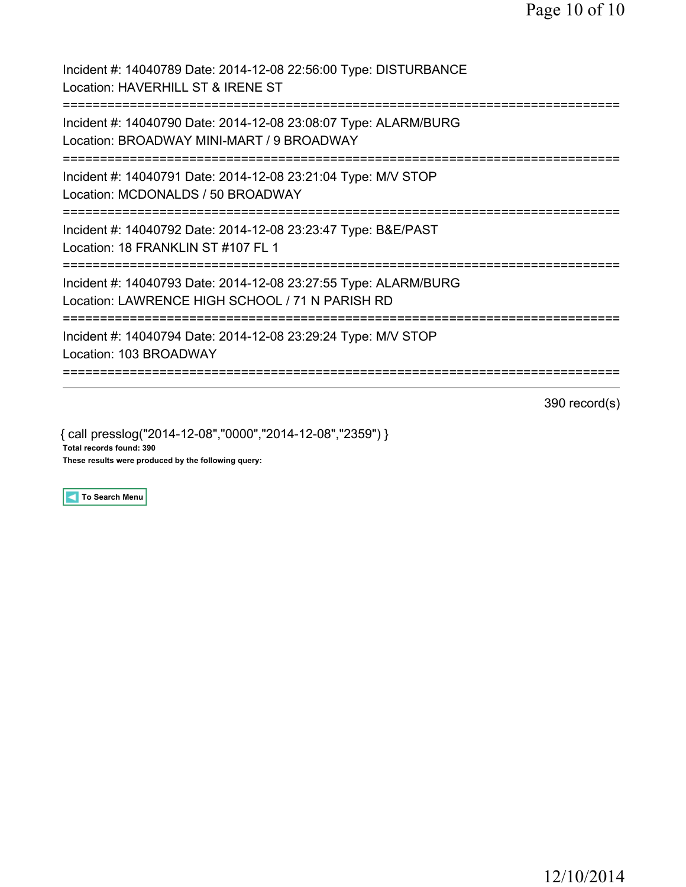Incident #: 14040789 Date: 2014-12-08 22:56:00 Type: DISTURBANCE
Location: HAVERHILL ST & IRENE ST

===========================================================================

Incident #: 14040790 Date: 2014-12-08 23:08:07 Type: ALARM/BURG
Location: BROADWAY MINI-MART / 9 BROADWAY

===========================================================================

Incident #: 14040791 Date: 2014-12-08 23:21:04 Type: M/V STOP
Location: MCDONALDS / 50 BROADWAY

===========================================================================

Incident #: 14040792 Date: 2014-12-08 23:23:47 Type: B&E/PAST
Location: 18 FRANKLIN ST #107 FL 1

===========================================================================

Incident #: 14040793 Date: 2014-12-08 23:27:55 Type: ALARM/BURG
Location: LAWRENCE HIGH SCHOOL / 71 N PARISH RD

===========================================================================

Incident #: 14040794 Date: 2014-12-08 23:29:24 Type: M/V STOP
Location: 103 BROADWAY

===========================================================================

390 record(s)

{ call presslog("2014-12-08","0000","2014-12-08","2359") }

**Total records found: 390**

**These results were produced by the following query:**

To Search Menu

12/10/2014